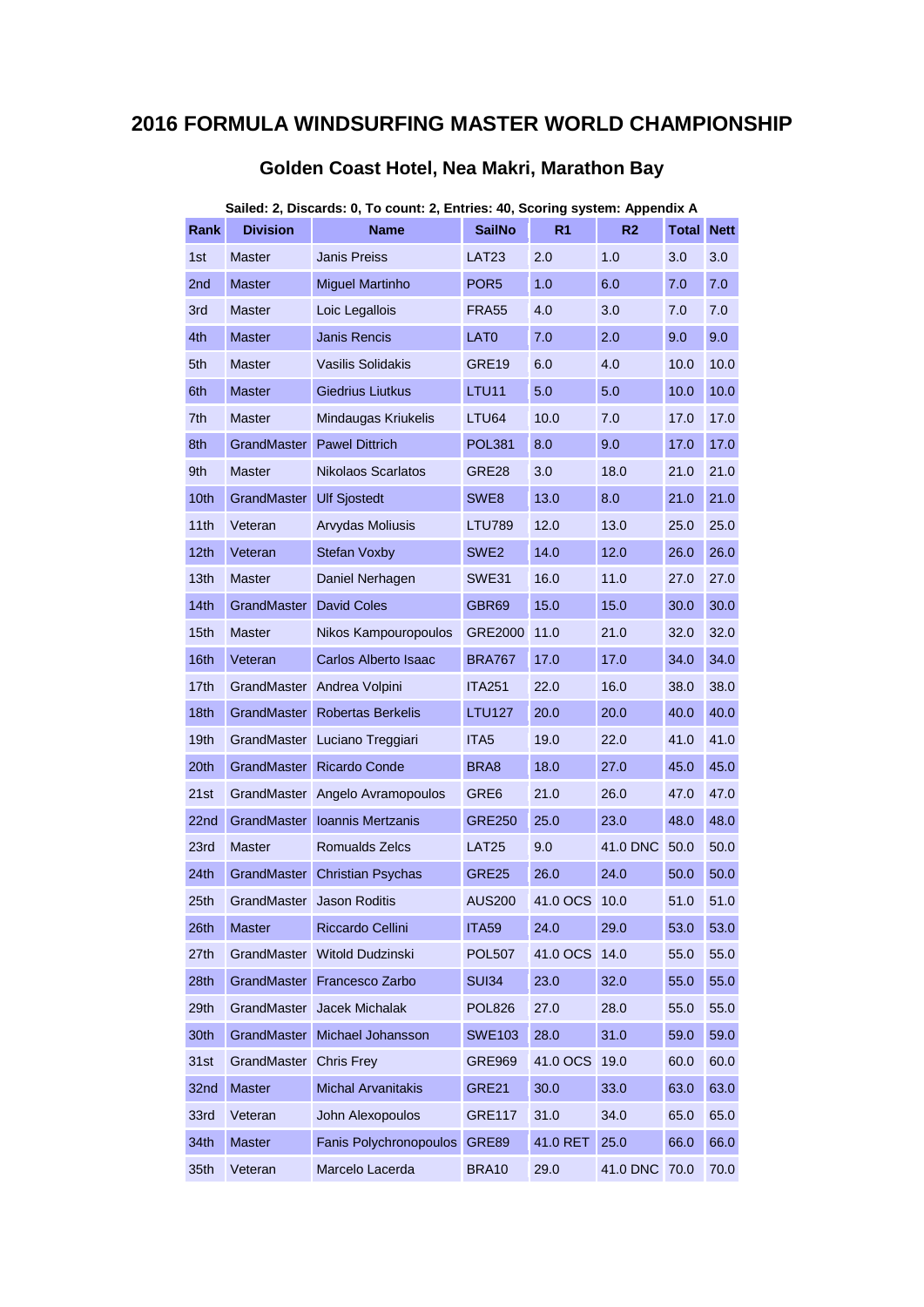# 2016 FORMULA WINDSURFING MASTER WORLD CHAMPIONSHIP

## Golden Coast Hotel, Nea Makri, Marathon Bay

**Sailed: 2, Discards: 0, To count: 2, Entries: 40, Scoring system: Appendix A**

| Rank | Division | Name | SailNo | R1 | R2 | Total | Nett |
|---|---|---|---|---|---|---|---|
| 1st | Master | Janis Preiss | LAT23 | 2.0 | 1.0 | 3.0 | 3.0 |
| 2nd | Master | Miguel Martinho | POR5 | 1.0 | 6.0 | 7.0 | 7.0 |
| 3rd | Master | Loic Legallois | FRA55 | 4.0 | 3.0 | 7.0 | 7.0 |
| 4th | Master | Janis Rencis | LAT0 | 7.0 | 2.0 | 9.0 | 9.0 |
| 5th | Master | Vasilis Solidakis | GRE19 | 6.0 | 4.0 | 10.0 | 10.0 |
| 6th | Master | Giedrius Liutkus | LTU11 | 5.0 | 5.0 | 10.0 | 10.0 |
| 7th | Master | Mindaugas Kriukelis | LTU64 | 10.0 | 7.0 | 17.0 | 17.0 |
| 8th | GrandMaster | Pawel Dittrich | POL381 | 8.0 | 9.0 | 17.0 | 17.0 |
| 9th | Master | Nikolaos Scarlatos | GRE28 | 3.0 | 18.0 | 21.0 | 21.0 |
| 10th | GrandMaster | Ulf Sjostedt | SWE8 | 13.0 | 8.0 | 21.0 | 21.0 |
| 11th | Veteran | Arvydas Moliusis | LTU789 | 12.0 | 13.0 | 25.0 | 25.0 |
| 12th | Veteran | Stefan Voxby | SWE2 | 14.0 | 12.0 | 26.0 | 26.0 |
| 13th | Master | Daniel Nerhagen | SWE31 | 16.0 | 11.0 | 27.0 | 27.0 |
| 14th | GrandMaster | David Coles | GBR69 | 15.0 | 15.0 | 30.0 | 30.0 |
| 15th | Master | Nikos Kampouropoulos | GRE2000 | 11.0 | 21.0 | 32.0 | 32.0 |
| 16th | Veteran | Carlos Alberto Isaac | BRA767 | 17.0 | 17.0 | 34.0 | 34.0 |
| 17th | GrandMaster | Andrea Volpini | ITA251 | 22.0 | 16.0 | 38.0 | 38.0 |
| 18th | GrandMaster | Robertas Berkelis | LTU127 | 20.0 | 20.0 | 40.0 | 40.0 |
| 19th | GrandMaster | Luciano Treggiari | ITA5 | 19.0 | 22.0 | 41.0 | 41.0 |
| 20th | GrandMaster | Ricardo Conde | BRA8 | 18.0 | 27.0 | 45.0 | 45.0 |
| 21st | GrandMaster | Angelo Avramopoulos | GRE6 | 21.0 | 26.0 | 47.0 | 47.0 |
| 22nd | GrandMaster | Ioannis Mertzanis | GRE250 | 25.0 | 23.0 | 48.0 | 48.0 |
| 23rd | Master | Romualds Zelcs | LAT25 | 9.0 | 41.0 DNC | 50.0 | 50.0 |
| 24th | GrandMaster | Christian Psychas | GRE25 | 26.0 | 24.0 | 50.0 | 50.0 |
| 25th | GrandMaster | Jason Roditis | AUS200 | 41.0 OCS | 10.0 | 51.0 | 51.0 |
| 26th | Master | Riccardo Cellini | ITA59 | 24.0 | 29.0 | 53.0 | 53.0 |
| 27th | GrandMaster | Witold Dudzinski | POL507 | 41.0 OCS | 14.0 | 55.0 | 55.0 |
| 28th | GrandMaster | Francesco Zarbo | SUI34 | 23.0 | 32.0 | 55.0 | 55.0 |
| 29th | GrandMaster | Jacek Michalak | POL826 | 27.0 | 28.0 | 55.0 | 55.0 |
| 30th | GrandMaster | Michael Johansson | SWE103 | 28.0 | 31.0 | 59.0 | 59.0 |
| 31st | GrandMaster | Chris Frey | GRE969 | 41.0 OCS | 19.0 | 60.0 | 60.0 |
| 32nd | Master | Michal Arvanitakis | GRE21 | 30.0 | 33.0 | 63.0 | 63.0 |
| 33rd | Veteran | John Alexopoulos | GRE117 | 31.0 | 34.0 | 65.0 | 65.0 |
| 34th | Master | Fanis Polychronopoulos | GRE89 | 41.0 RET | 25.0 | 66.0 | 66.0 |
| 35th | Veteran | Marcelo Lacerda | BRA10 | 29.0 | 41.0 DNC | 70.0 | 70.0 |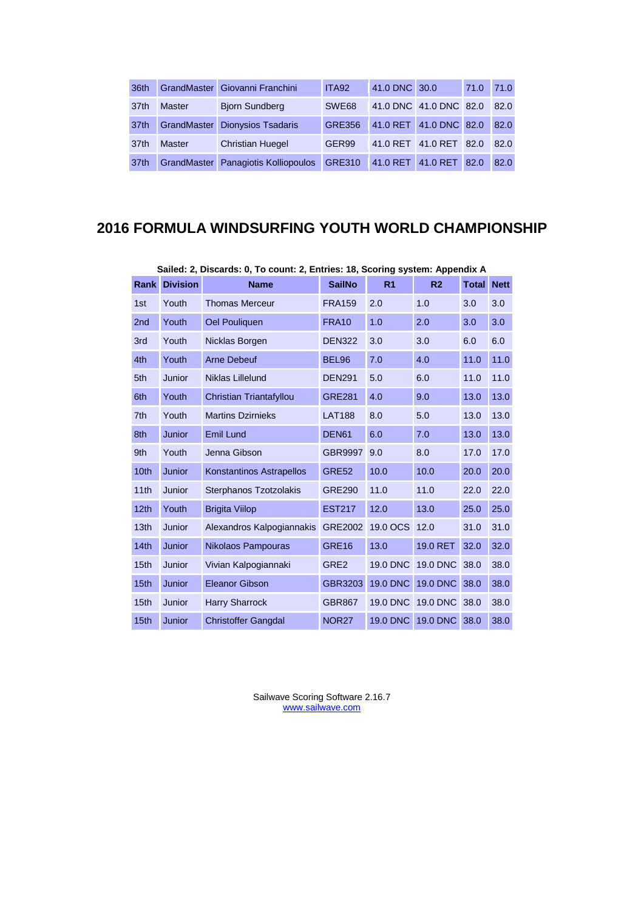| | | | | | | | |
|---|---|---|---|---|---|---|---|
| 36th | GrandMaster | Giovanni Franchini | ITA92 | 41.0 DNC | 30.0 | 71.0 | 71.0 |
| 37th | Master | Bjorn Sundberg | SWE68 | 41.0 DNC | 41.0 DNC | 82.0 | 82.0 |
| 37th | GrandMaster | Dionysios Tsadaris | GRE356 | 41.0 RET | 41.0 DNC | 82.0 | 82.0 |
| 37th | Master | Christian Huegel | GER99 | 41.0 RET | 41.0 RET | 82.0 | 82.0 |
| 37th | GrandMaster | Panagiotis Kolliopoulos | GRE310 | 41.0 RET | 41.0 RET | 82.0 | 82.0 |

## 2016 FORMULA WINDSURFING YOUTH WORLD CHAMPIONSHIP

**Sailed: 2, Discards: 0, To count: 2, Entries: 18, Scoring system: Appendix A**

| Rank | Division | Name | SailNo | R1 | R2 | Total | Nett |
|---|---|---|---|---|---|---|---|
| 1st | Youth | Thomas Merceur | FRA159 | 2.0 | 1.0 | 3.0 | 3.0 |
| 2nd | Youth | Oel Pouliquen | FRA10 | 1.0 | 2.0 | 3.0 | 3.0 |
| 3rd | Youth | Nicklas Borgen | DEN322 | 3.0 | 3.0 | 6.0 | 6.0 |
| 4th | Youth | Arne Debeuf | BEL96 | 7.0 | 4.0 | 11.0 | 11.0 |
| 5th | Junior | Niklas Lillelund | DEN291 | 5.0 | 6.0 | 11.0 | 11.0 |
| 6th | Youth | Christian Triantafyllou | GRE281 | 4.0 | 9.0 | 13.0 | 13.0 |
| 7th | Youth | Martins Dzirnieks | LAT188 | 8.0 | 5.0 | 13.0 | 13.0 |
| 8th | Junior | Emil Lund | DEN61 | 6.0 | 7.0 | 13.0 | 13.0 |
| 9th | Youth | Jenna Gibson | GBR9997 | 9.0 | 8.0 | 17.0 | 17.0 |
| 10th | Junior | Konstantinos Astrapellos | GRE52 | 10.0 | 10.0 | 20.0 | 20.0 |
| 11th | Junior | Sterphanos Tzotzolakis | GRE290 | 11.0 | 11.0 | 22.0 | 22.0 |
| 12th | Youth | Brigita Viilop | EST217 | 12.0 | 13.0 | 25.0 | 25.0 |
| 13th | Junior | Alexandros Kalpogiannakis | GRE2002 | 19.0 OCS | 12.0 | 31.0 | 31.0 |
| 14th | Junior | Nikolaos Pampouras | GRE16 | 13.0 | 19.0 RET | 32.0 | 32.0 |
| 15th | Junior | Vivian Kalpogiannaki | GRE2 | 19.0 DNC | 19.0 DNC | 38.0 | 38.0 |
| 15th | Junior | Eleanor Gibson | GBR3203 | 19.0 DNC | 19.0 DNC | 38.0 | 38.0 |
| 15th | Junior | Harry Sharrock | GBR867 | 19.0 DNC | 19.0 DNC | 38.0 | 38.0 |
| 15th | Junior | Christoffer Gangdal | NOR27 | 19.0 DNC | 19.0 DNC | 38.0 | 38.0 |

Sailwave Scoring Software 2.16.7
www.sailwave.com